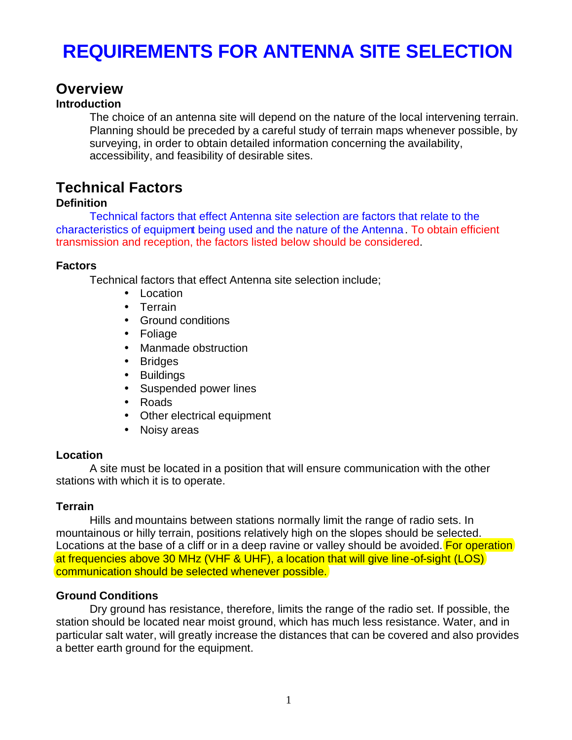# REQUIREMENTS FOR ANTENNA SITE SELECTION

## Overview

**Introduction**

The choice of an antenna site will depend on the nature of the local intervening terrain. Planning should be preceded by a careful study of terrain maps whenever possible, by surveying, in order to obtain detailed information concerning the availability, accessibility, and feasibility of desirable sites.

## Technical Factors

**Definition**

Technical factors that effect Antenna site selection are factors that relate to the characteristics of equipment being used and the nature of the Antenna. To obtain efficient transmission and reception, the factors listed below should be considered.

**Factors**

Technical factors that effect Antenna site selection include;

- Location
- Terrain
- Ground conditions
- Foliage
- Manmade obstruction
- Bridges
- Buildings
- Suspended power lines
- Roads
- Other electrical equipment
- Noisy areas

**Location**

A site must be located in a position that will ensure communication with the other stations with which it is to operate.

**Terrain**

Hills and mountains between stations normally limit the range of radio sets. In mountainous or hilly terrain, positions relatively high on the slopes should be selected. Locations at the base of a cliff or in a deep ravine or valley should be avoided. For operation at frequencies above 30 MHz (VHF & UHF), a location that will give line-of-sight (LOS) communication should be selected whenever possible.

**Ground Conditions**

Dry ground has resistance, therefore, limits the range of the radio set. If possible, the station should be located near moist ground, which has much less resistance. Water, and in particular salt water, will greatly increase the distances that can be covered and also provides a better earth ground for the equipment.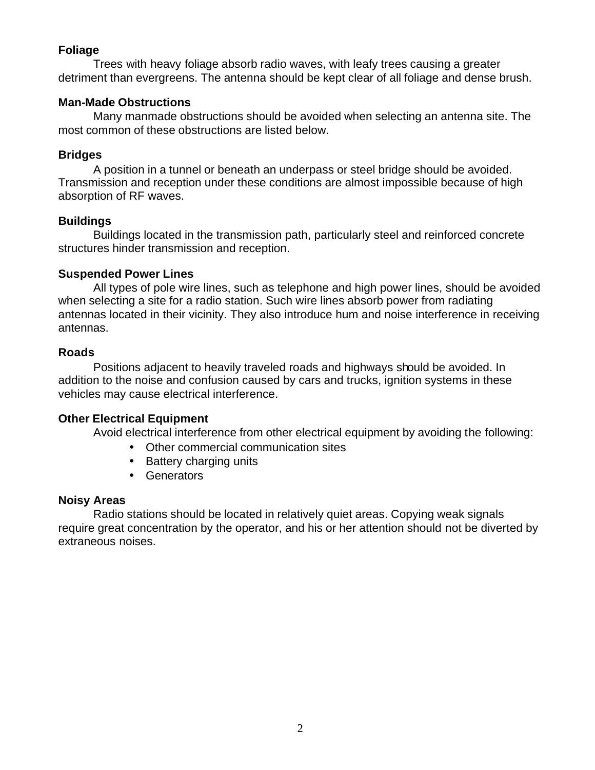**Foliage**

Trees with heavy foliage absorb radio waves, with leafy trees causing a greater detriment than evergreens. The antenna should be kept clear of all foliage and dense brush.

**Man-Made Obstructions**

Many manmade obstructions should be avoided when selecting an antenna site. The most common of these obstructions are listed below.

**Bridges**

A position in a tunnel or beneath an underpass or steel bridge should be avoided. Transmission and reception under these conditions are almost impossible because of high absorption of RF waves.

**Buildings**

Buildings located in the transmission path, particularly steel and reinforced concrete structures hinder transmission and reception.

**Suspended Power Lines**

All types of pole wire lines, such as telephone and high power lines, should be avoided when selecting a site for a radio station. Such wire lines absorb power from radiating antennas located in their vicinity. They also introduce hum and noise interference in receiving antennas.

**Roads**

Positions adjacent to heavily traveled roads and highways should be avoided. In addition to the noise and confusion caused by cars and trucks, ignition systems in these vehicles may cause electrical interference.

**Other Electrical Equipment**

Avoid electrical interference from other electrical equipment by avoiding the following:

- Other commercial communication sites
- Battery charging units
- Generators

**Noisy Areas**

Radio stations should be located in relatively quiet areas. Copying weak signals require great concentration by the operator, and his or her attention should not be diverted by extraneous noises.